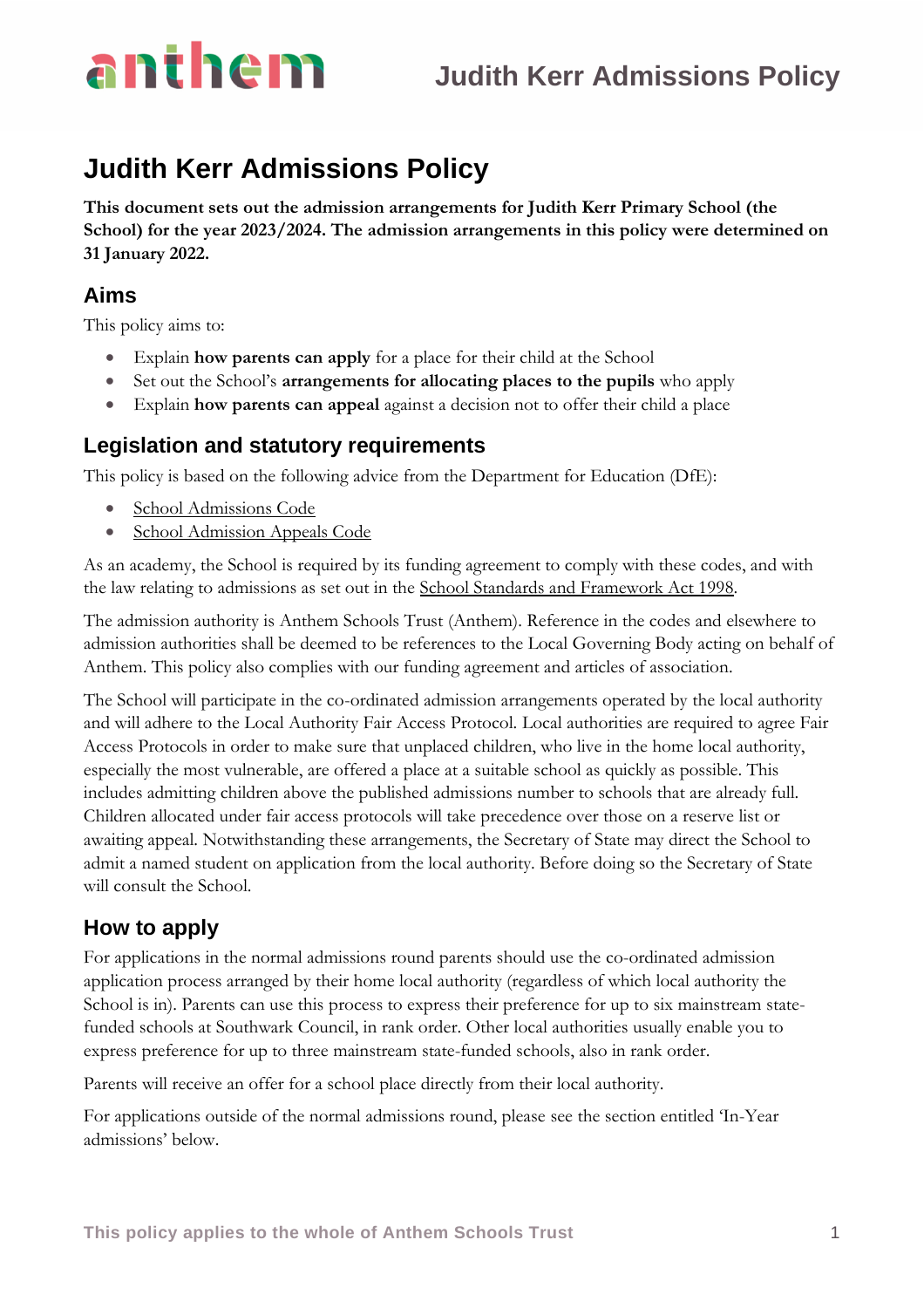# Judith Kerr Admissions Policy

**This document sets out the admission arrangements for Judith Kerr Primary School (the School) for the year 2023/2024. The admission arrangements in this policy were determined on 31 January 2022.**

## Aims

This policy aims to:

- Explain **how parents can apply** for a place for their child at the School
- Set out the School's **arrangements for allocating places to the pupils** who apply
- Explain **how parents can appeal** against a decision not to offer their child a place

## Legislation and statutory requirements

This policy is based on the following advice from the Department for Education (DfE):

- School Admissions Code
- School Admission Appeals Code

As an academy, the School is required by its funding agreement to comply with these codes, and with the law relating to admissions as set out in the School Standards and Framework Act 1998.

The admission authority is Anthem Schools Trust (Anthem). Reference in the codes and elsewhere to admission authorities shall be deemed to be references to the Local Governing Body acting on behalf of Anthem. This policy also complies with our funding agreement and articles of association.

The School will participate in the co-ordinated admission arrangements operated by the local authority and will adhere to the Local Authority Fair Access Protocol. Local authorities are required to agree Fair Access Protocols in order to make sure that unplaced children, who live in the home local authority, especially the most vulnerable, are offered a place at a suitable school as quickly as possible. This includes admitting children above the published admissions number to schools that are already full. Children allocated under fair access protocols will take precedence over those on a reserve list or awaiting appeal. Notwithstanding these arrangements, the Secretary of State may direct the School to admit a named student on application from the local authority. Before doing so the Secretary of State will consult the School.

## How to apply

For applications in the normal admissions round parents should use the co-ordinated admission application process arranged by their home local authority (regardless of which local authority the School is in). Parents can use this process to express their preference for up to six mainstream state-funded schools at Southwark Council, in rank order. Other local authorities usually enable you to express preference for up to three mainstream state-funded schools, also in rank order.

Parents will receive an offer for a school place directly from their local authority.

For applications outside of the normal admissions round, please see the section entitled 'In-Year admissions' below.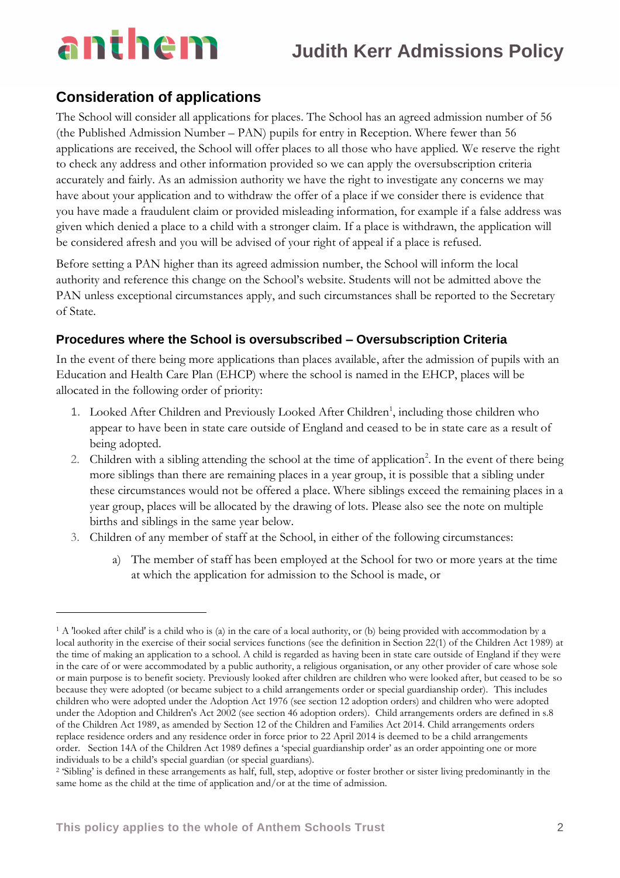## Consideration of applications

The School will consider all applications for places. The School has an agreed admission number of 56 (the Published Admission Number – PAN) pupils for entry in Reception. Where fewer than 56 applications are received, the School will offer places to all those who have applied. We reserve the right to check any address and other information provided so we can apply the oversubscription criteria accurately and fairly. As an admission authority we have the right to investigate any concerns we may have about your application and to withdraw the offer of a place if we consider there is evidence that you have made a fraudulent claim or provided misleading information, for example if a false address was given which denied a place to a child with a stronger claim. If a place is withdrawn, the application will be considered afresh and you will be advised of your right of appeal if a place is refused.

Before setting a PAN higher than its agreed admission number, the School will inform the local authority and reference this change on the School's website. Students will not be admitted above the PAN unless exceptional circumstances apply, and such circumstances shall be reported to the Secretary of State.

### Procedures where the School is oversubscribed – Oversubscription Criteria

In the event of there being more applications than places available, after the admission of pupils with an Education and Health Care Plan (EHCP) where the school is named in the EHCP, places will be allocated in the following order of priority:

1. Looked After Children and Previously Looked After Children[1], including those children who appear to have been in state care outside of England and ceased to be in state care as a result of being adopted.
2. Children with a sibling attending the school at the time of application[2]. In the event of there being more siblings than there are remaining places in a year group, it is possible that a sibling under these circumstances would not be offered a place. Where siblings exceed the remaining places in a year group, places will be allocated by the drawing of lots. Please also see the note on multiple births and siblings in the same year below.
3. Children of any member of staff at the School, in either of the following circumstances:
    a) The member of staff has been employed at the School for two or more years at the time at which the application for admission to the School is made, or

---

[1] A 'looked after child' is a child who is (a) in the care of a local authority, or (b) being provided with accommodation by a local authority in the exercise of their social services functions (see the definition in Section 22(1) of the Children Act 1989) at the time of making an application to a school. A child is regarded as having been in state care outside of England if they were in the care of or were accommodated by a public authority, a religious organisation, or any other provider of care whose sole or main purpose is to benefit society. Previously looked after children are children who were looked after, but ceased to be so because they were adopted (or became subject to a child arrangements order or special guardianship order). This includes children who were adopted under the Adoption Act 1976 (see section 12 adoption orders) and children who were adopted under the Adoption and Children's Act 2002 (see section 46 adoption orders). Child arrangements orders are defined in s.8 of the Children Act 1989, as amended by Section 12 of the Children and Families Act 2014. Child arrangements orders replace residence orders and any residence order in force prior to 22 April 2014 is deemed to be a child arrangements order. Section 14A of the Children Act 1989 defines a 'special guardianship order' as an order appointing one or more individuals to be a child's special guardian (or special guardians).

[2] 'Sibling' is defined in these arrangements as half, full, step, adoptive or foster brother or sister living predominantly in the same home as the child at the time of application and/or at the time of admission.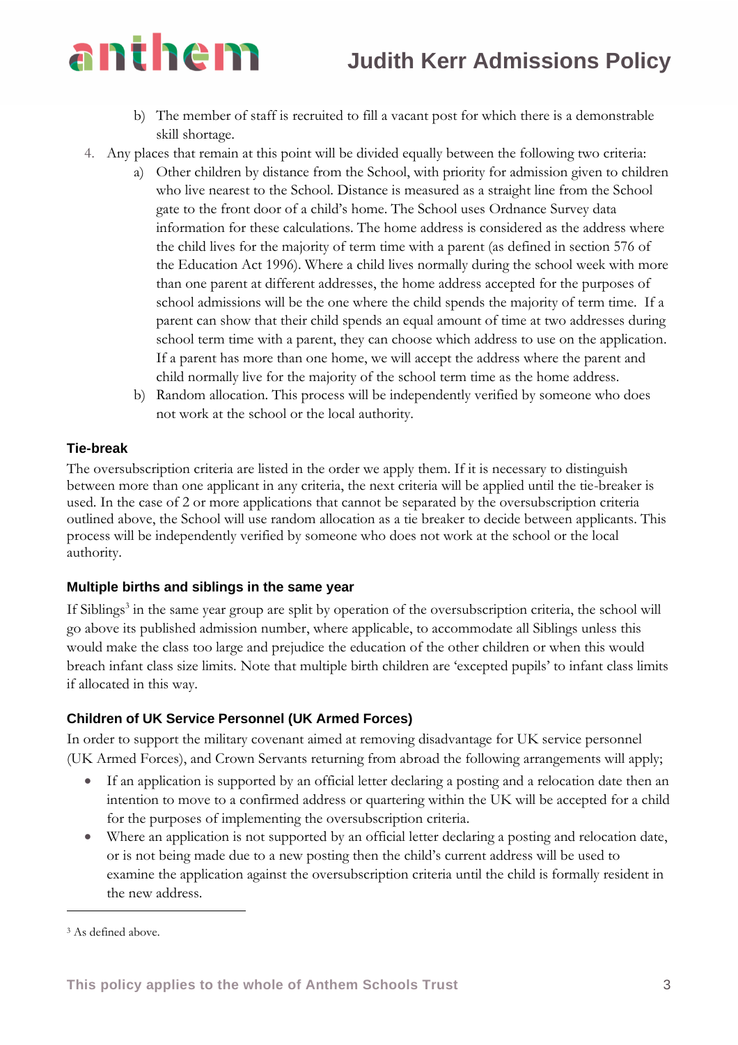b) The member of staff is recruited to fill a vacant post for which there is a demonstrable skill shortage.

4. Any places that remain at this point will be divided equally between the following two criteria:
   a) Other children by distance from the School, with priority for admission given to children who live nearest to the School. Distance is measured as a straight line from the School gate to the front door of a child's home. The School uses Ordnance Survey data information for these calculations. The home address is considered as the address where the child lives for the majority of term time with a parent (as defined in section 576 of the Education Act 1996). Where a child lives normally during the school week with more than one parent at different addresses, the home address accepted for the purposes of school admissions will be the one where the child spends the majority of term time. If a parent can show that their child spends an equal amount of time at two addresses during school term time with a parent, they can choose which address to use on the application. If a parent has more than one home, we will accept the address where the parent and child normally live for the majority of the school term time as the home address.
   b) Random allocation. This process will be independently verified by someone who does not work at the school or the local authority.

#### Tie-break

The oversubscription criteria are listed in the order we apply them. If it is necessary to distinguish between more than one applicant in any criteria, the next criteria will be applied until the tie-breaker is used. In the case of 2 or more applications that cannot be separated by the oversubscription criteria outlined above, the School will use random allocation as a tie breaker to decide between applicants. This process will be independently verified by someone who does not work at the school or the local authority.

#### Multiple births and siblings in the same year

If Siblings[3] in the same year group are split by operation of the oversubscription criteria, the school will go above its published admission number, where applicable, to accommodate all Siblings unless this would make the class too large and prejudice the education of the other children or when this would breach infant class size limits. Note that multiple birth children are 'excepted pupils' to infant class limits if allocated in this way.

#### Children of UK Service Personnel (UK Armed Forces)

In order to support the military covenant aimed at removing disadvantage for UK service personnel (UK Armed Forces), and Crown Servants returning from abroad the following arrangements will apply;

- If an application is supported by an official letter declaring a posting and a relocation date then an intention to move to a confirmed address or quartering within the UK will be accepted for a child for the purposes of implementing the oversubscription criteria.
- Where an application is not supported by an official letter declaring a posting and relocation date, or is not being made due to a new posting then the child's current address will be used to examine the application against the oversubscription criteria until the child is formally resident in the new address.

---

[3] As defined above.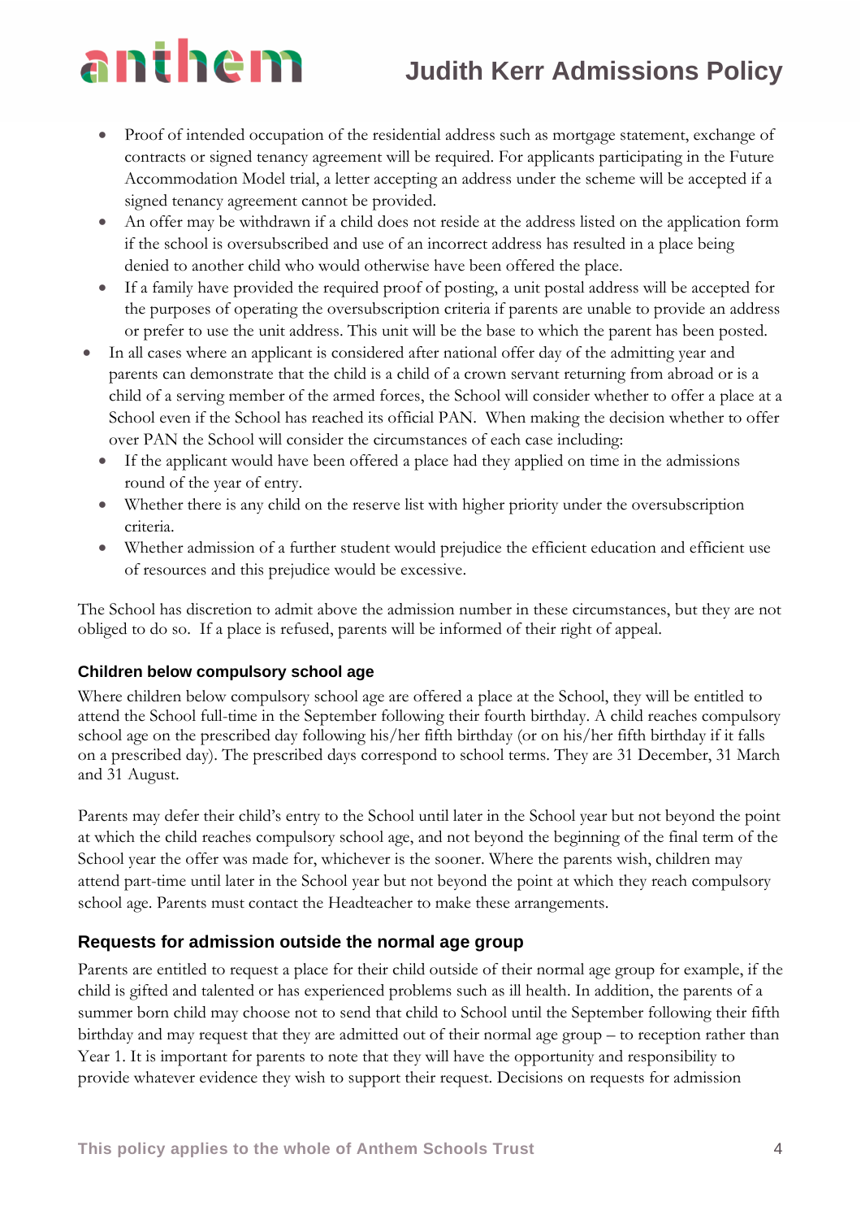- Proof of intended occupation of the residential address such as mortgage statement, exchange of contracts or signed tenancy agreement will be required. For applicants participating in the Future Accommodation Model trial, a letter accepting an address under the scheme will be accepted if a signed tenancy agreement cannot be provided.
  - An offer may be withdrawn if a child does not reside at the address listed on the application form if the school is oversubscribed and use of an incorrect address has resulted in a place being denied to another child who would otherwise have been offered the place.
  - If a family have provided the required proof of posting, a unit postal address will be accepted for the purposes of operating the oversubscription criteria if parents are unable to provide an address or prefer to use the unit address. This unit will be the base to which the parent has been posted.
- In all cases where an applicant is considered after national offer day of the admitting year and parents can demonstrate that the child is a child of a crown servant returning from abroad or is a child of a serving member of the armed forces, the School will consider whether to offer a place at a School even if the School has reached its official PAN. When making the decision whether to offer over PAN the School will consider the circumstances of each case including:
  - If the applicant would have been offered a place had they applied on time in the admissions round of the year of entry.
  - Whether there is any child on the reserve list with higher priority under the oversubscription criteria.
  - Whether admission of a further student would prejudice the efficient education and efficient use of resources and this prejudice would be excessive.

The School has discretion to admit above the admission number in these circumstances, but they are not obliged to do so. If a place is refused, parents will be informed of their right of appeal.

#### Children below compulsory school age

Where children below compulsory school age are offered a place at the School, they will be entitled to attend the School full-time in the September following their fourth birthday. A child reaches compulsory school age on the prescribed day following his/her fifth birthday (or on his/her fifth birthday if it falls on a prescribed day). The prescribed days correspond to school terms. They are 31 December, 31 March and 31 August.

Parents may defer their child's entry to the School until later in the School year but not beyond the point at which the child reaches compulsory school age, and not beyond the beginning of the final term of the School year the offer was made for, whichever is the sooner. Where the parents wish, children may attend part-time until later in the School year but not beyond the point at which they reach compulsory school age. Parents must contact the Headteacher to make these arrangements.

### Requests for admission outside the normal age group

Parents are entitled to request a place for their child outside of their normal age group for example, if the child is gifted and talented or has experienced problems such as ill health. In addition, the parents of a summer born child may choose not to send that child to School until the September following their fifth birthday and may request that they are admitted out of their normal age group – to reception rather than Year 1. It is important for parents to note that they will have the opportunity and responsibility to provide whatever evidence they wish to support their request. Decisions on requests for admission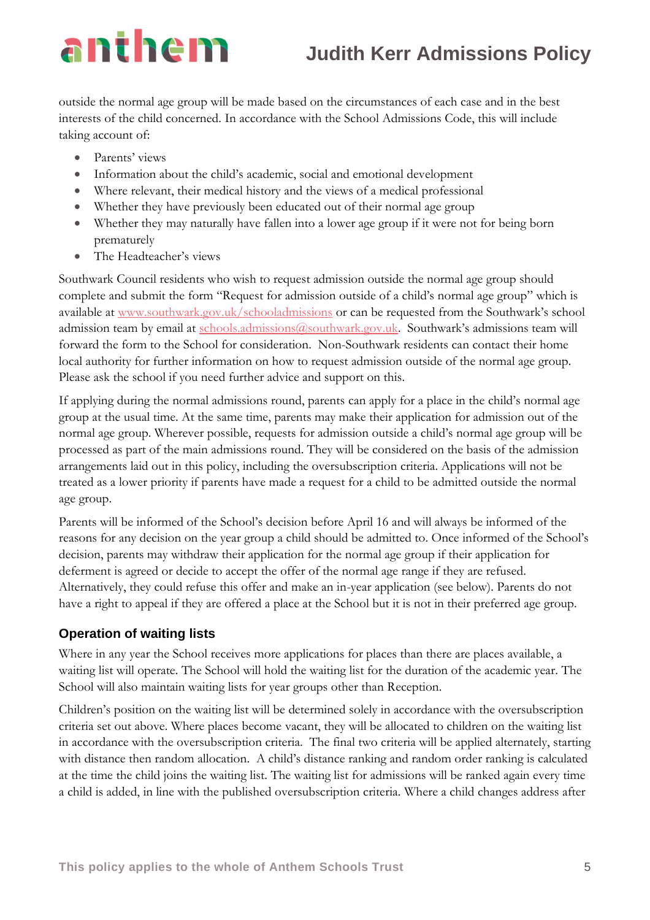outside the normal age group will be made based on the circumstances of each case and in the best interests of the child concerned. In accordance with the School Admissions Code, this will include taking account of:

- Parents' views
- Information about the child's academic, social and emotional development
- Where relevant, their medical history and the views of a medical professional
- Whether they have previously been educated out of their normal age group
- Whether they may naturally have fallen into a lower age group if it were not for being born prematurely
- The Headteacher's views

Southwark Council residents who wish to request admission outside the normal age group should complete and submit the form "Request for admission outside of a child's normal age group" which is available at [www.southwark.gov.uk/schooladmissions](http://www.southwark.gov.uk/schooladmissions) or can be requested from the Southwark's school admission team by email at [schools.admissions@southwark.gov.uk](mailto:schools.admissions@southwark.gov.uk). Southwark's admissions team will forward the form to the School for consideration. Non-Southwark residents can contact their home local authority for further information on how to request admission outside of the normal age group. Please ask the school if you need further advice and support on this.

If applying during the normal admissions round, parents can apply for a place in the child's normal age group at the usual time. At the same time, parents may make their application for admission out of the normal age group. Wherever possible, requests for admission outside a child's normal age group will be processed as part of the main admissions round. They will be considered on the basis of the admission arrangements laid out in this policy, including the oversubscription criteria. Applications will not be treated as a lower priority if parents have made a request for a child to be admitted outside the normal age group.

Parents will be informed of the School's decision before April 16 and will always be informed of the reasons for any decision on the year group a child should be admitted to. Once informed of the School's decision, parents may withdraw their application for the normal age group if their application for deferment is agreed or decide to accept the offer of the normal age range if they are refused. Alternatively, they could refuse this offer and make an in-year application (see below). Parents do not have a right to appeal if they are offered a place at the School but it is not in their preferred age group.

## Operation of waiting lists

Where in any year the School receives more applications for places than there are places available, a waiting list will operate. The School will hold the waiting list for the duration of the academic year. The School will also maintain waiting lists for year groups other than Reception.

Children's position on the waiting list will be determined solely in accordance with the oversubscription criteria set out above. Where places become vacant, they will be allocated to children on the waiting list in accordance with the oversubscription criteria. The final two criteria will be applied alternately, starting with distance then random allocation. A child's distance ranking and random order ranking is calculated at the time the child joins the waiting list. The waiting list for admissions will be ranked again every time a child is added, in line with the published oversubscription criteria. Where a child changes address after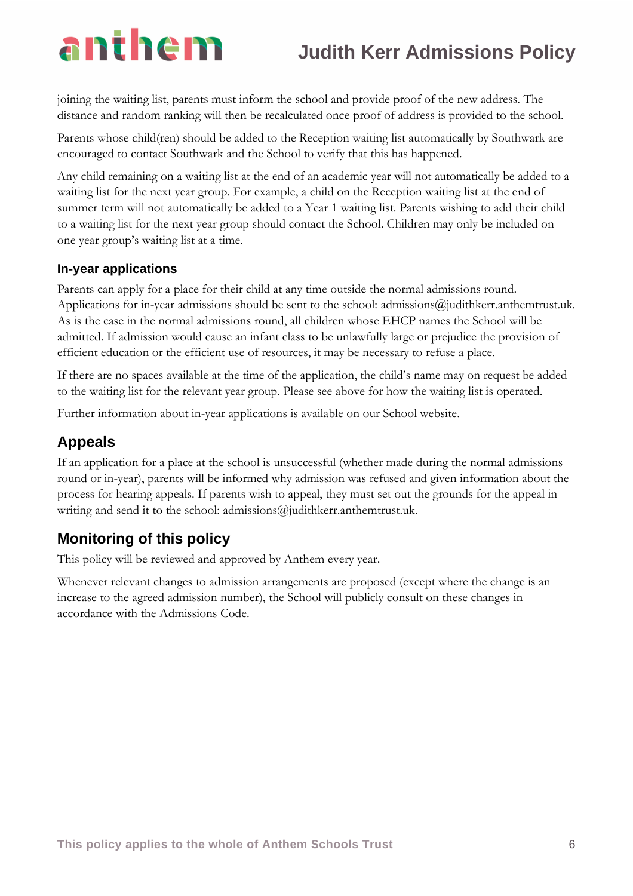joining the waiting list, parents must inform the school and provide proof of the new address. The distance and random ranking will then be recalculated once proof of address is provided to the school.

Parents whose child(ren) should be added to the Reception waiting list automatically by Southwark are encouraged to contact Southwark and the School to verify that this has happened.

Any child remaining on a waiting list at the end of an academic year will not automatically be added to a waiting list for the next year group. For example, a child on the Reception waiting list at the end of summer term will not automatically be added to a Year 1 waiting list. Parents wishing to add their child to a waiting list for the next year group should contact the School. Children may only be included on one year group's waiting list at a time.

### In-year applications

Parents can apply for a place for their child at any time outside the normal admissions round. Applications for in-year admissions should be sent to the school: admissions@judithkerr.anthemtrust.uk. As is the case in the normal admissions round, all children whose EHCP names the School will be admitted. If admission would cause an infant class to be unlawfully large or prejudice the provision of efficient education or the efficient use of resources, it may be necessary to refuse a place.

If there are no spaces available at the time of the application, the child's name may on request be added to the waiting list for the relevant year group. Please see above for how the waiting list is operated.

Further information about in-year applications is available on our School website.

## Appeals

If an application for a place at the school is unsuccessful (whether made during the normal admissions round or in-year), parents will be informed why admission was refused and given information about the process for hearing appeals. If parents wish to appeal, they must set out the grounds for the appeal in writing and send it to the school: admissions@judithkerr.anthemtrust.uk.

## Monitoring of this policy

This policy will be reviewed and approved by Anthem every year.

Whenever relevant changes to admission arrangements are proposed (except where the change is an increase to the agreed admission number), the School will publicly consult on these changes in accordance with the Admissions Code.